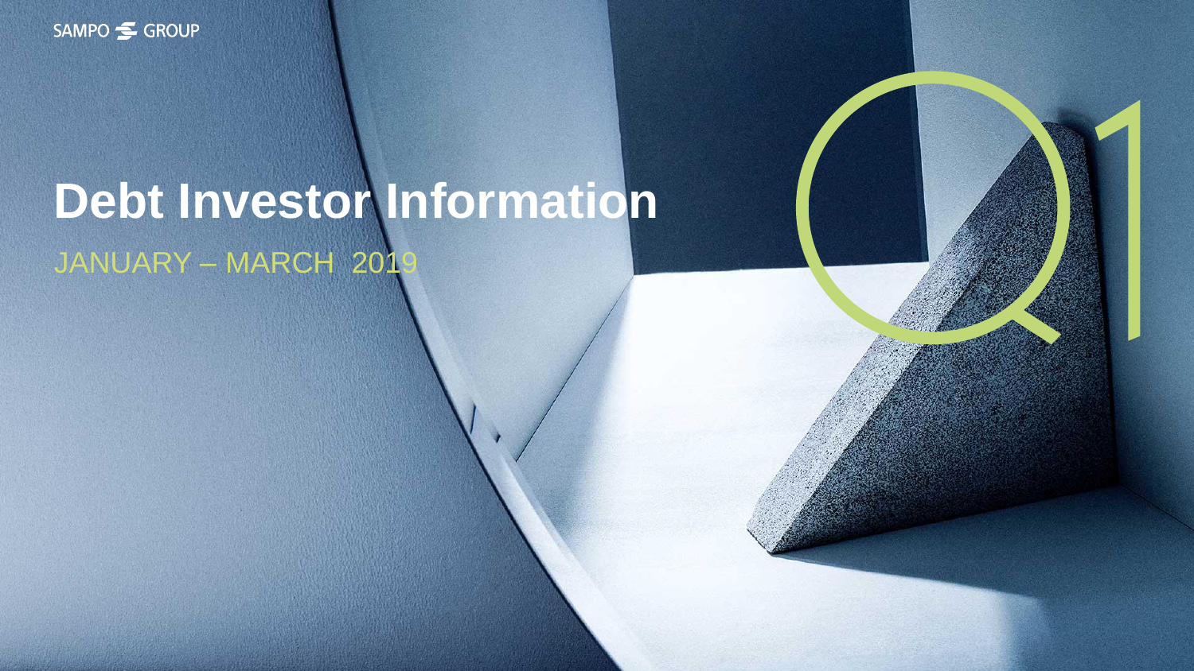SAMPO GROUP

# Debt Investor Information

JANUARY – MARCH 2019

Q1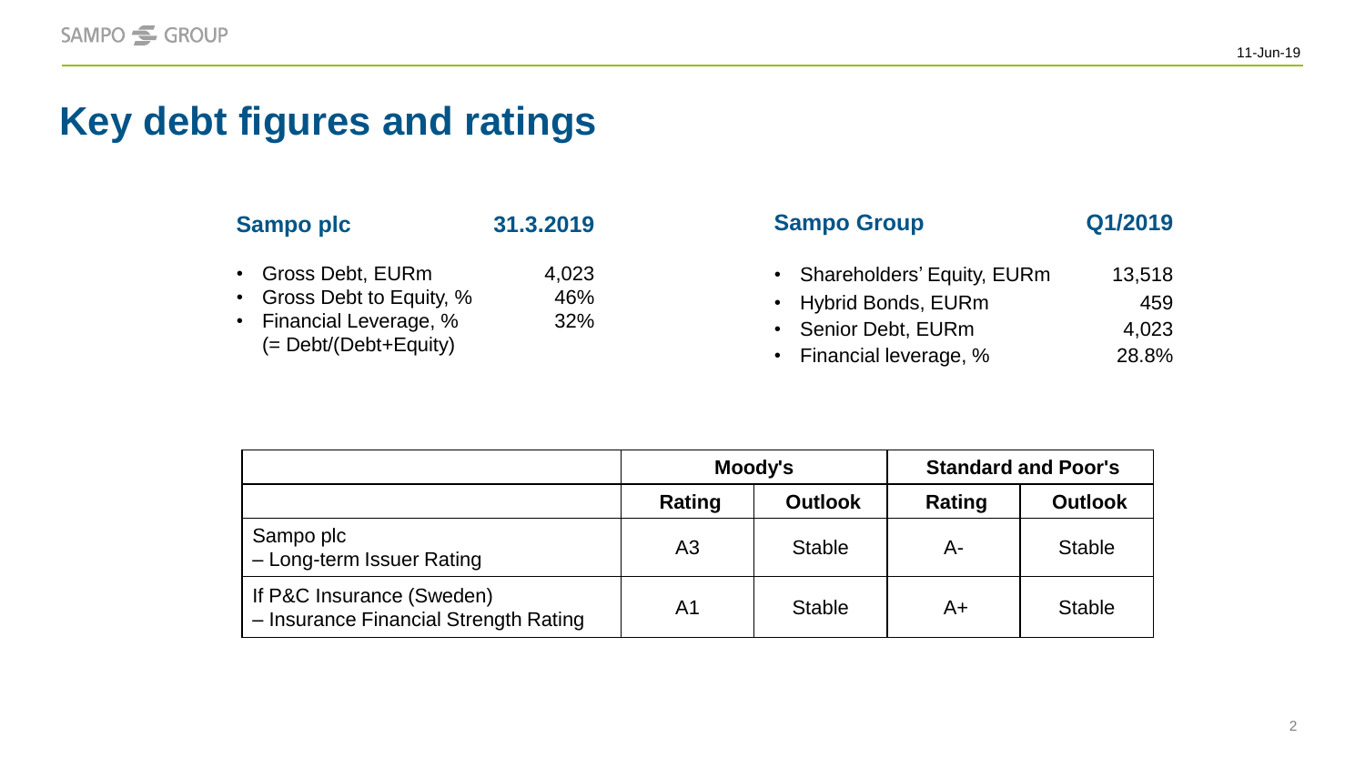// Key debt figures and ratings

# Key debt figures and ratings

| Sampo plc | 31.3.2019 |
|---|---|
| • Gross Debt, EURm | 4,023 |
| • Gross Debt to Equity, % | 46% |
| • Financial Leverage, % (= Debt/(Debt+Equity) | 32% |

| Sampo Group | Q1/2019 |
|---|---|
| • Shareholders' Equity, EURm | 13,518 |
| • Hybrid Bonds, EURm | 459 |
| • Senior Debt, EURm | 4,023 |
| • Financial leverage, % | 28.8% |

| | Moody's | | Standard and Poor's | |
|---|---|---|---|---|
| | **Rating** | **Outlook** | **Rating** | **Outlook** |
| Sampo plc – Long-term Issuer Rating | A3 | Stable | A- | Stable |
| If P&C Insurance (Sweden) – Insurance Financial Strength Rating | A1 | Stable | A+ | Stable |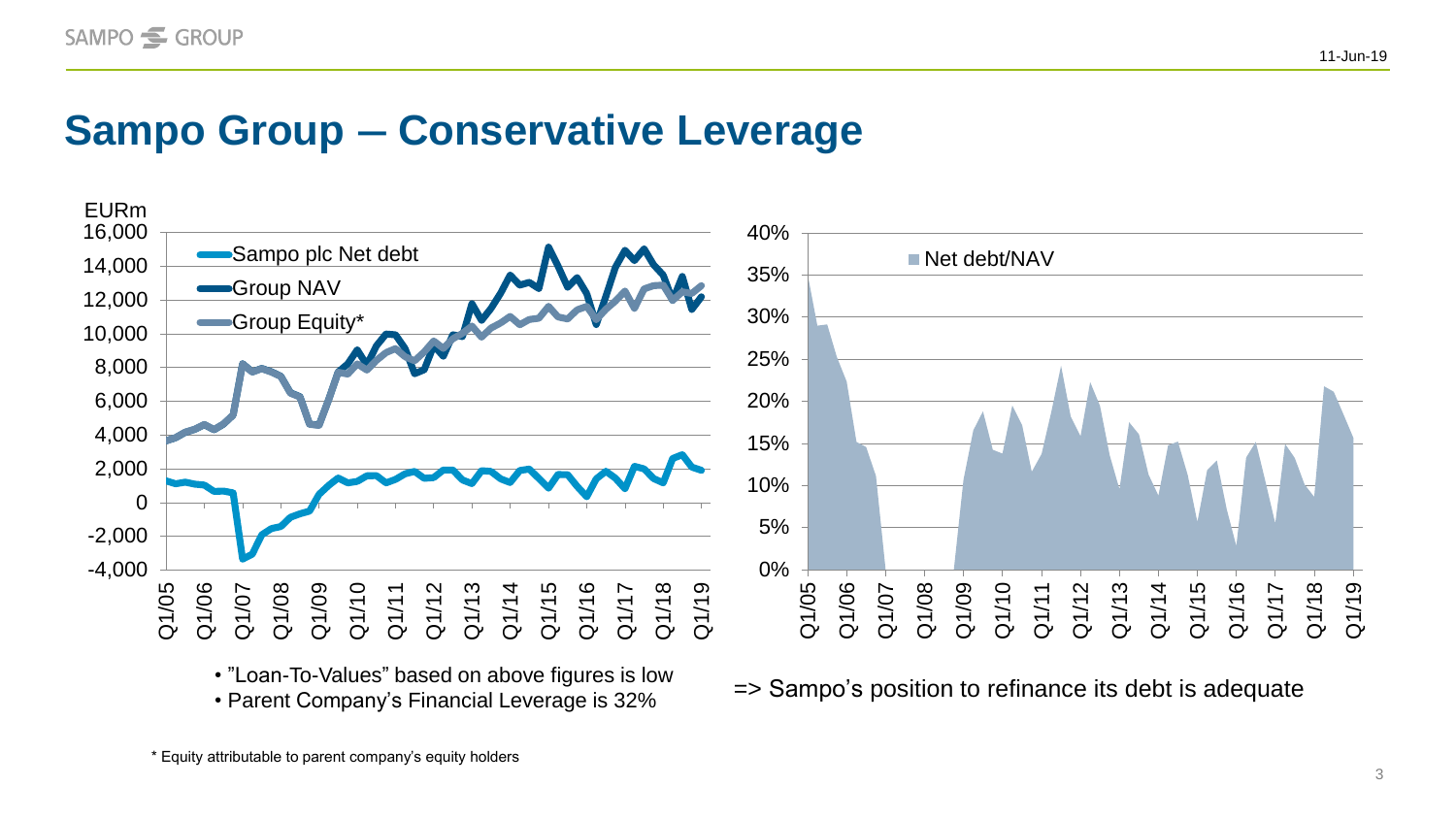# Sampo Group – Conservative Leverage

- "Loan-To-Values" based on above figures is low
- Parent Company's Financial Leverage is 32%

=> Sampo's position to refinance its debt is adequate

\* Equity attributable to parent company's equity holders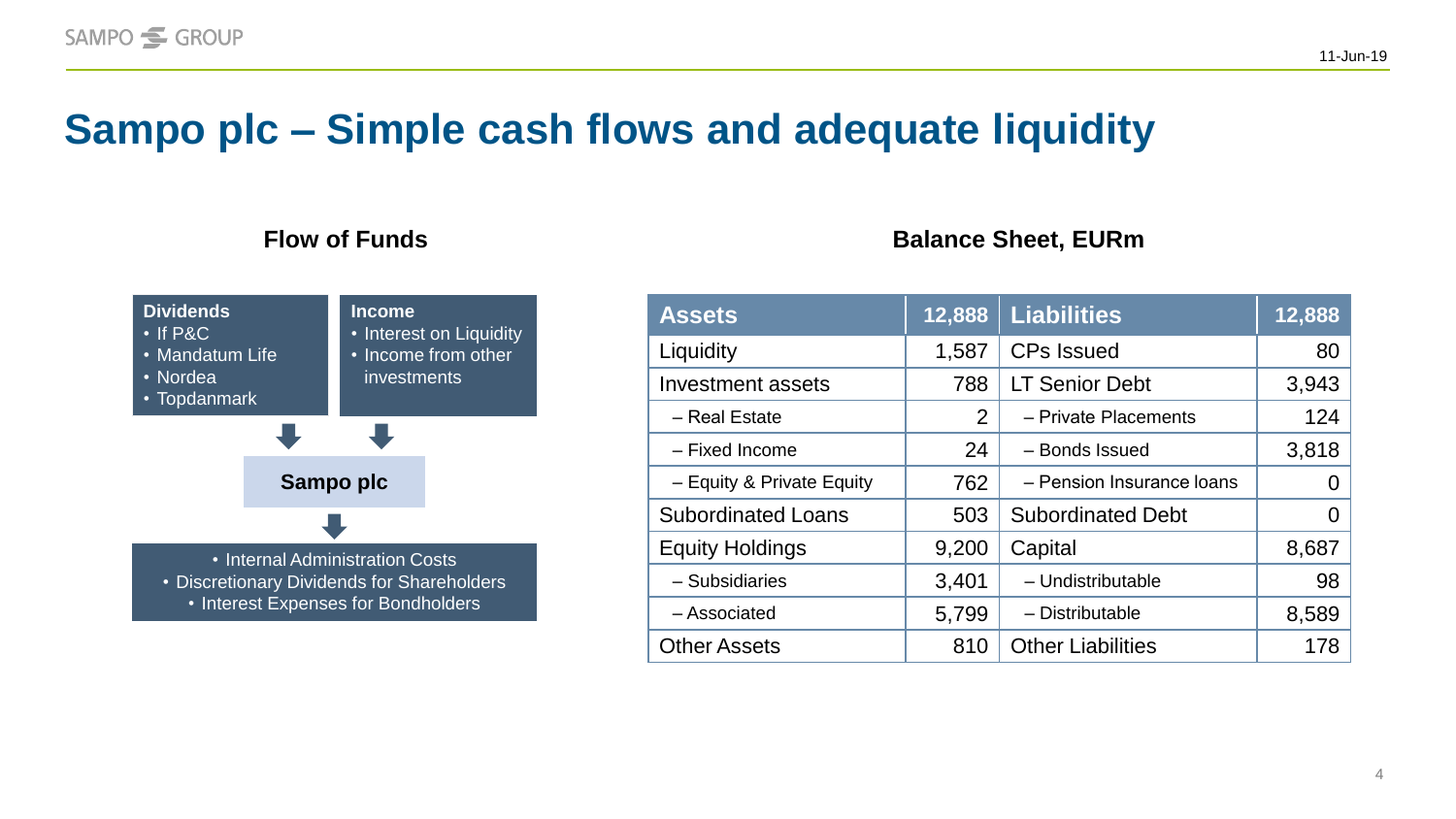# Sampo plc – Simple cash flows and adequate liquidity

## Flow of Funds

**Dividends**
- If P&C
- Mandatum Life
- Nordea
- Topdanmark

**Income**
- Interest on Liquidity
- Income from other investments

↓

**Sampo plc**

↓

- Internal Administration Costs
- Discretionary Dividends for Shareholders
- Interest Expenses for Bondholders

## Balance Sheet, EURm

| Assets | 12,888 | Liabilities | 12,888 |
|---|---|---|---|
| Liquidity | 1,587 | CPs Issued | 80 |
| Investment assets | 788 | LT Senior Debt | 3,943 |
| – Real Estate | 2 | – Private Placements | 124 |
| – Fixed Income | 24 | – Bonds Issued | 3,818 |
| – Equity & Private Equity | 762 | – Pension Insurance loans | 0 |
| Subordinated Loans | 503 | Subordinated Debt | 0 |
| Equity Holdings | 9,200 | Capital | 8,687 |
| – Subsidiaries | 3,401 | – Undistributable | 98 |
| – Associated | 5,799 | – Distributable | 8,589 |
| Other Assets | 810 | Other Liabilities | 178 |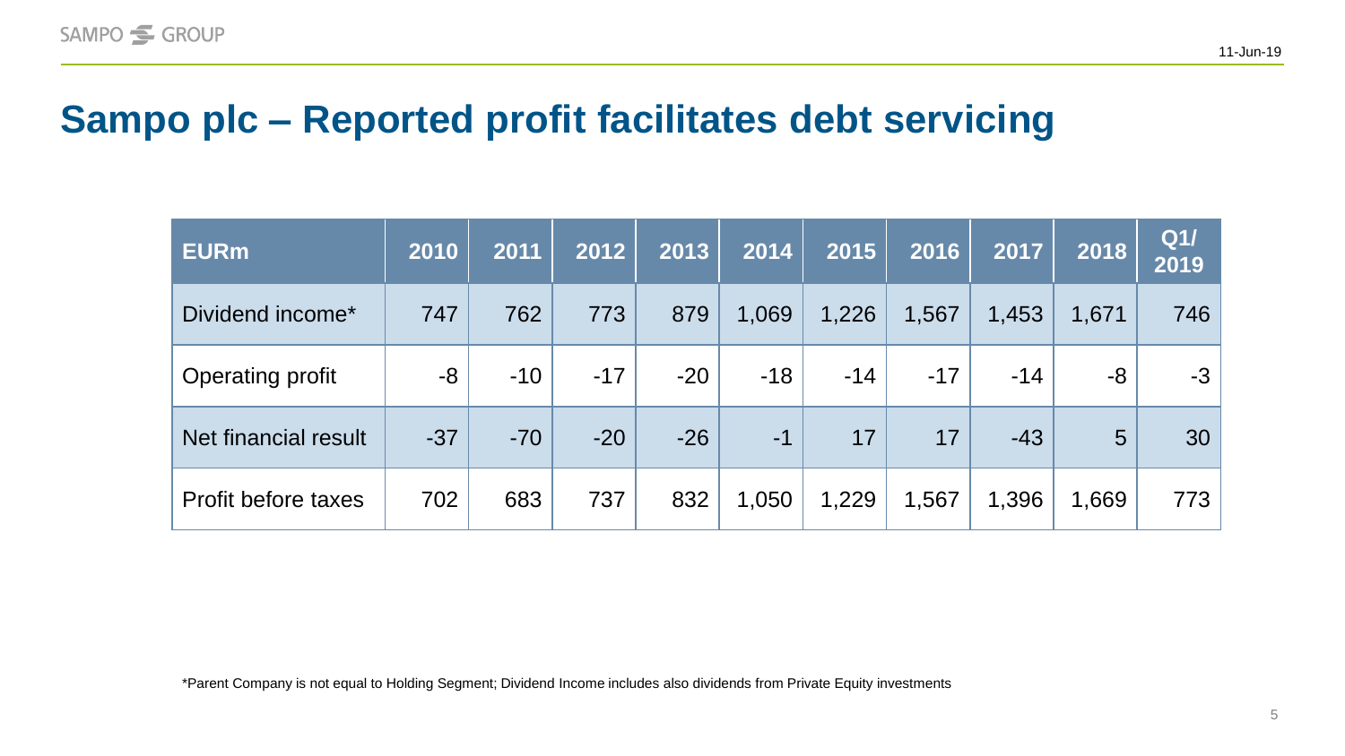# Sampo plc – Reported profit facilitates debt servicing

| EURm | 2010 | 2011 | 2012 | 2013 | 2014 | 2015 | 2016 | 2017 | 2018 | Q1/ 2019 |
|---|---|---|---|---|---|---|---|---|---|---|
| Dividend income* | 747 | 762 | 773 | 879 | 1,069 | 1,226 | 1,567 | 1,453 | 1,671 | 746 |
| Operating profit | -8 | -10 | -17 | -20 | -18 | -14 | -17 | -14 | -8 | -3 |
| Net financial result | -37 | -70 | -20 | -26 | -1 | 17 | 17 | -43 | 5 | 30 |
| Profit before taxes | 702 | 683 | 737 | 832 | 1,050 | 1,229 | 1,567 | 1,396 | 1,669 | 773 |

*Parent Company is not equal to Holding Segment; Dividend Income includes also dividends from Private Equity investments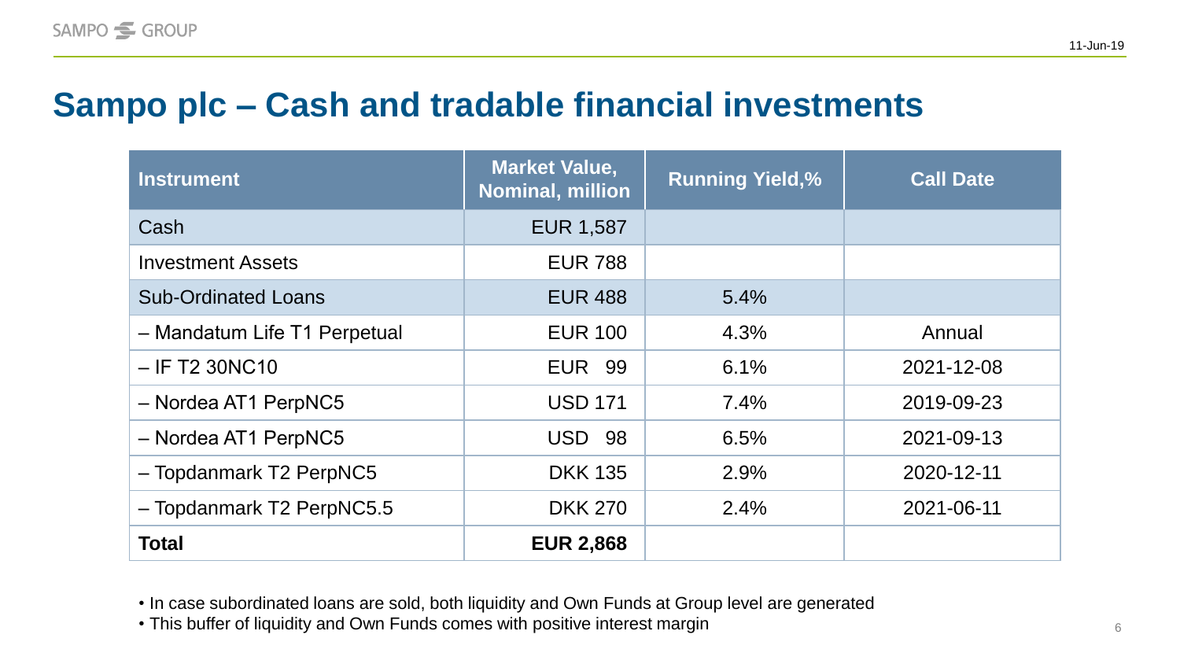# Sampo plc – Cash and tradable financial investments

| Instrument | Market Value, Nominal, million | Running Yield,% | Call Date |
|---|---|---|---|
| Cash | EUR 1,587 | | |
| Investment Assets | EUR 788 | | |
| Sub-Ordinated Loans | EUR 488 | 5.4% | |
| – Mandatum Life T1 Perpetual | EUR 100 | 4.3% | Annual |
| – IF T2 30NC10 | EUR 99 | 6.1% | 2021-12-08 |
| – Nordea AT1 PerpNC5 | USD 171 | 7.4% | 2019-09-23 |
| – Nordea AT1 PerpNC5 | USD 98 | 6.5% | 2021-09-13 |
| – Topdanmark T2 PerpNC5 | DKK 135 | 2.9% | 2020-12-11 |
| – Topdanmark T2 PerpNC5.5 | DKK 270 | 2.4% | 2021-06-11 |
| **Total** | **EUR 2,868** | | |

- In case subordinated loans are sold, both liquidity and Own Funds at Group level are generated
- This buffer of liquidity and Own Funds comes with positive interest margin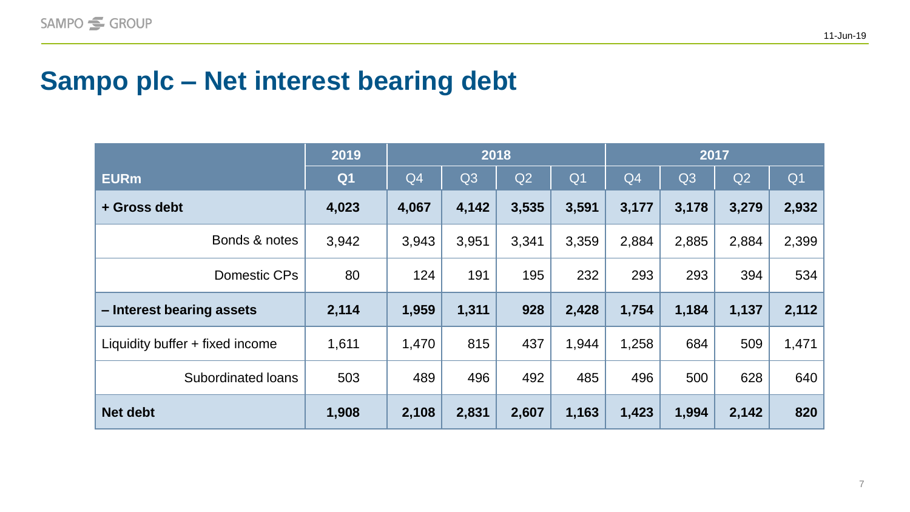# Sampo plc – Net interest bearing debt

| | 2019 | 2018 | | | | 2017 | | | |
|---|---|---|---|---|---|---|---|---|---|
| **EURm** | **Q1** | Q4 | Q3 | Q2 | Q1 | Q4 | Q3 | Q2 | Q1 |
| **+ Gross debt** | **4,023** | **4,067** | **4,142** | **3,535** | **3,591** | **3,177** | **3,178** | **3,279** | **2,932** |
| Bonds & notes | 3,942 | 3,943 | 3,951 | 3,341 | 3,359 | 2,884 | 2,885 | 2,884 | 2,399 |
| Domestic CPs | 80 | 124 | 191 | 195 | 232 | 293 | 293 | 394 | 534 |
| **– Interest bearing assets** | **2,114** | **1,959** | **1,311** | **928** | **2,428** | **1,754** | **1,184** | **1,137** | **2,112** |
| Liquidity buffer + fixed income | 1,611 | 1,470 | 815 | 437 | 1,944 | 1,258 | 684 | 509 | 1,471 |
| Subordinated loans | 503 | 489 | 496 | 492 | 485 | 496 | 500 | 628 | 640 |
| **Net debt** | **1,908** | **2,108** | **2,831** | **2,607** | **1,163** | **1,423** | **1,994** | **2,142** | **820** |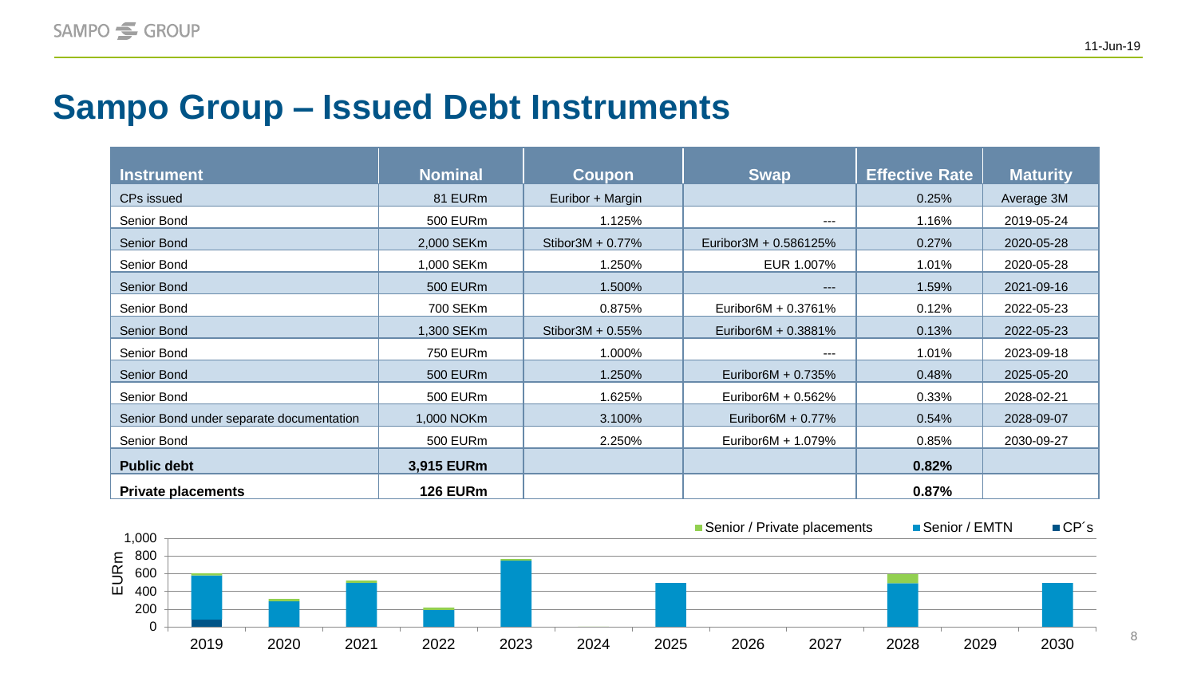# Sampo Group – Issued Debt Instruments

| Instrument | Nominal | Coupon | Swap | Effective Rate | Maturity |
|---|---|---|---|---|---|
| CPs issued | 81 EURm | Euribor + Margin | | 0.25% | Average 3M |
| Senior Bond | 500 EURm | 1.125% | --- | 1.16% | 2019-05-24 |
| Senior Bond | 2,000 SEKm | Stibor3M + 0.77% | Euribor3M + 0.586125% | 0.27% | 2020-05-28 |
| Senior Bond | 1,000 SEKm | 1.250% | EUR 1.007% | 1.01% | 2020-05-28 |
| Senior Bond | 500 EURm | 1.500% | --- | 1.59% | 2021-09-16 |
| Senior Bond | 700 SEKm | 0.875% | Euribor6M + 0.3761% | 0.12% | 2022-05-23 |
| Senior Bond | 1,300 SEKm | Stibor3M + 0.55% | Euribor6M + 0.3881% | 0.13% | 2022-05-23 |
| Senior Bond | 750 EURm | 1.000% | --- | 1.01% | 2023-09-18 |
| Senior Bond | 500 EURm | 1.250% | Euribor6M + 0.735% | 0.48% | 2025-05-20 |
| Senior Bond | 500 EURm | 1.625% | Euribor6M + 0.562% | 0.33% | 2028-02-21 |
| Senior Bond under separate documentation | 1,000 NOKm | 3.100% | Euribor6M + 0.77% | 0.54% | 2028-09-07 |
| Senior Bond | 500 EURm | 2.250% | Euribor6M + 1.079% | 0.85% | 2030-09-27 |
| **Public debt** | **3,915 EURm** | | | **0.82%** | |
| **Private placements** | **126 EURm** | | | **0.87%** | |

Legend: Senior / Private placements; Senior / EMTN; CP´s

EURm: 0, 200, 400, 600, 800, 1,000

2019, 2020, 2021, 2022, 2023, 2024, 2025, 2026, 2027, 2028, 2029, 2030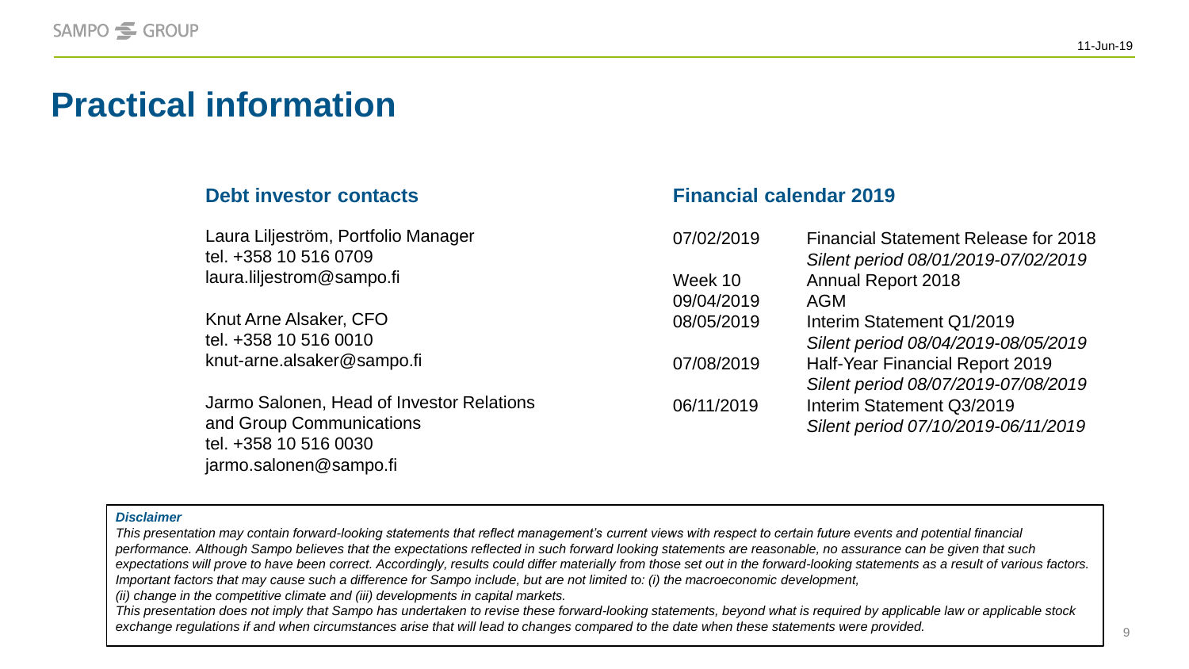# Practical information

## Debt investor contacts

Laura Liljeström, Portfolio Manager
tel. +358 10 516 0709
laura.liljestrom@sampo.fi

Knut Arne Alsaker, CFO
tel. +358 10 516 0010
knut-arne.alsaker@sampo.fi

Jarmo Salonen, Head of Investor Relations and Group Communications
tel. +358 10 516 0030
jarmo.salonen@sampo.fi

## Financial calendar 2019

| | |
|---|---|
| 07/02/2019 | Financial Statement Release for 2018<br>*Silent period 08/01/2019-07/02/2019* |
| Week 10 | Annual Report 2018 |
| 09/04/2019 | AGM |
| 08/05/2019 | Interim Statement Q1/2019<br>*Silent period 08/04/2019-08/05/2019* |
| 07/08/2019 | Half-Year Financial Report 2019<br>*Silent period 08/07/2019-07/08/2019* |
| 06/11/2019 | Interim Statement Q3/2019<br>*Silent period 07/10/2019-06/11/2019* |

***Disclaimer***

*This presentation may contain forward-looking statements that reflect management's current views with respect to certain future events and potential financial performance. Although Sampo believes that the expectations reflected in such forward looking statements are reasonable, no assurance can be given that such expectations will prove to have been correct. Accordingly, results could differ materially from those set out in the forward-looking statements as a result of various factors. Important factors that may cause such a difference for Sampo include, but are not limited to: (i) the macroeconomic development, (ii) change in the competitive climate and (iii) developments in capital markets.*

*This presentation does not imply that Sampo has undertaken to revise these forward-looking statements, beyond what is required by applicable law or applicable stock exchange regulations if and when circumstances arise that will lead to changes compared to the date when these statements were provided.*